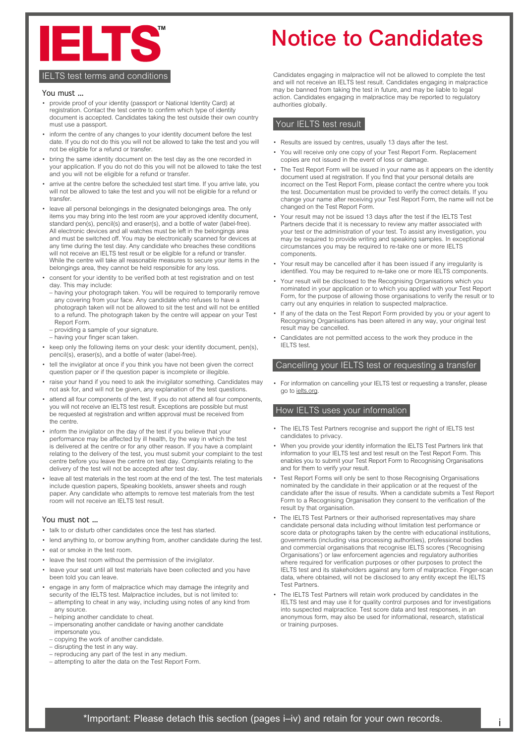# IELTS™

# Notice to Candidates

## IELTS test terms and conditions

### You must …

- provide proof of your identity (passport or National Identity Card) at registration. Contact the test centre to confirm which type of identity document is accepted. Candidates taking the test outside their own country must use a passport.
- inform the centre of any changes to your identity document before the test date. If you do not do this you will not be allowed to take the test and you will not be eligible for a refund or transfer.
- bring the same identity document on the test day as the one recorded in your application. If you do not do this you will not be allowed to take the test and you will not be eligible for a refund or transfer.
- arrive at the centre before the scheduled test start time. If you arrive late, you will not be allowed to take the test and you will not be eligible for a refund or transfer.
- leave all personal belongings in the designated belongings area. The only items you may bring into the test room are your approved identity document, standard pen(s), pencil(s) and eraser(s), and a bottle of water (label-free). All electronic devices and all watches must be left in the belongings area and must be switched off. You may be electronically scanned for devices at any time during the test day. Any candidate who breaches these conditions will not receive an IELTS test result or be eligible for a refund or transfer. While the centre will take all reasonable measures to secure your items in the belongings area, they cannot be held responsible for any loss.
- consent for your identity to be verified both at test registration and on test day. This may include:
  - having your photograph taken. You will be required to temporarily remove any covering from your face. Any candidate who refuses to have a photograph taken will not be allowed to sit the test and will not be entitled to a refund. The photograph taken by the centre will appear on your Test Report Form.
  - providing a sample of your signature.
  - having your finger scan taken.
- keep only the following items on your desk: your identity document, pen(s), pencil(s), eraser(s), and a bottle of water (label-free).
- tell the invigilator at once if you think you have not been given the correct question paper or if the question paper is incomplete or illegible.
- raise your hand if you need to ask the invigilator something. Candidates may not ask for, and will not be given, any explanation of the test questions.
- attend all four components of the test. If you do not attend all four components, you will not receive an IELTS test result. Exceptions are possible but must be requested at registration and written approval must be received from the centre.
- inform the invigilator on the day of the test if you believe that your performance may be affected by ill health, by the way in which the test is delivered at the centre or for any other reason. If you have a complaint relating to the delivery of the test, you must submit your complaint to the test centre before you leave the centre on test day. Complaints relating to the delivery of the test will not be accepted after test day.
- leave all test materials in the test room at the end of the test. The test materials include question papers, Speaking booklets, answer sheets and rough paper. Any candidate who attempts to remove test materials from the test room will not receive an IELTS test result.

### You must not …

- talk to or disturb other candidates once the test has started.
- lend anything to, or borrow anything from, another candidate during the test.
- eat or smoke in the test room.
- leave the test room without the permission of the invigilator.
- leave your seat until all test materials have been collected and you have been told you can leave.
- engage in any form of malpractice which may damage the integrity and security of the IELTS test. Malpractice includes, but is not limited to:
  - attempting to cheat in any way, including using notes of any kind from any source.
  - helping another candidate to cheat.
  - impersonating another candidate or having another candidate impersonate you.
  - copying the work of another candidate.
  - disrupting the test in any way.
  - reproducing any part of the test in any medium.
  - attempting to alter the data on the Test Report Form.

Candidates engaging in malpractice will not be allowed to complete the test and will not receive an IELTS test result. Candidates engaging in malpractice may be banned from taking the test in future, and may be liable to legal action. Candidates engaging in malpractice may be reported to regulatory authorities globally.

## Your IELTS test result

- Results are issued by centres, usually 13 days after the test.
- You will receive only one copy of your Test Report Form. Replacement copies are not issued in the event of loss or damage.
- The Test Report Form will be issued in your name as it appears on the identity document used at registration. If you find that your personal details are incorrect on the Test Report Form, please contact the centre where you took the test. Documentation must be provided to verify the correct details. If you change your name after receiving your Test Report Form, the name will not be changed on the Test Report Form.
- Your result may not be issued 13 days after the test if the IELTS Test Partners decide that it is necessary to review any matter associated with your test or the administration of your test. To assist any investigation, you may be required to provide writing and speaking samples. In exceptional circumstances you may be required to re-take one or more IELTS components.
- Your result may be cancelled after it has been issued if any irregularity is identified. You may be required to re-take one or more IELTS components.
- Your result will be disclosed to the Recognising Organisations which you nominated in your application or to which you applied with your Test Report Form, for the purpose of allowing those organisations to verify the result or to carry out any enquiries in relation to suspected malpractice.
- If any of the data on the Test Report Form provided by you or your agent to Recognising Organisations has been altered in any way, your original test result may be cancelled.
- Candidates are not permitted access to the work they produce in the IELTS test.

## Cancelling your IELTS test or requesting a transfer

- For information on cancelling your IELTS test or requesting a transfer, please go to ielts.org.

## How IELTS uses your information

- The IELTS Test Partners recognise and support the right of IELTS test candidates to privacy.
- When you provide your identity information the IELTS Test Partners link that information to your IELTS test and test result on the Test Report Form. This enables you to submit your Test Report Form to Recognising Organisations and for them to verify your result.
- Test Report Forms will only be sent to those Recognising Organisations nominated by the candidate in their application or at the request of the candidate after the issue of results. When a candidate submits a Test Report Form to a Recognising Organisation they consent to the verification of the result by that organisation.
- The IELTS Test Partners or their authorised representatives may share candidate personal data including without limitation test performance or score data or photographs taken by the centre with educational institutions, governments (including visa processing authorities), professional bodies and commercial organisations that recognise IELTS scores ('Recognising Organisations') or law enforcement agencies and regulatory authorities where required for verification purposes or other purposes to protect the IELTS test and its stakeholders against any form of malpractice. Finger-scan data, where obtained, will not be disclosed to any entity except the IELTS Test Partners.
- The IELTS Test Partners will retain work produced by candidates in the IELTS test and may use it for quality control purposes and for investigations into suspected malpractice. Test score data and test responses, in an anonymous form, may also be used for informational, research, statistical or training purposes.

\*Important: Please detach this section (pages i–iv) and retain for your own records.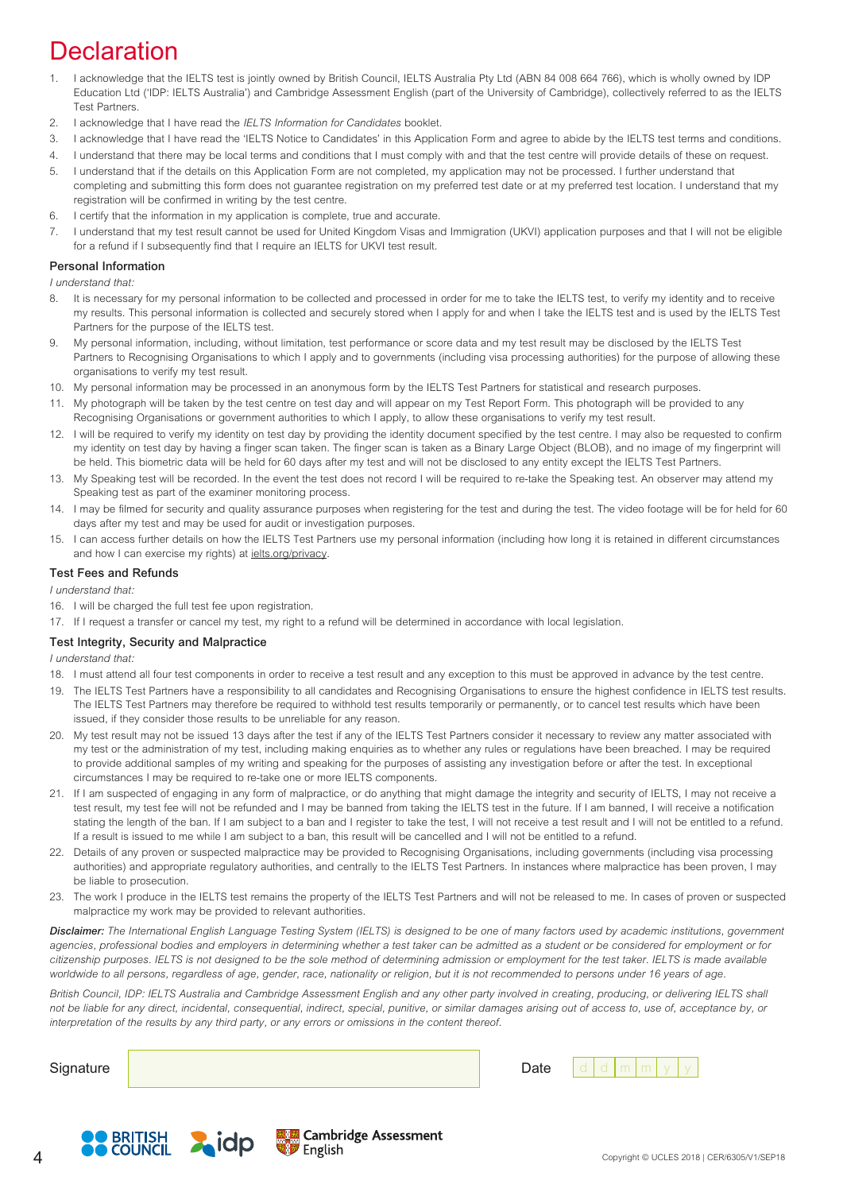# Declaration

1. I acknowledge that the IELTS test is jointly owned by British Council, IELTS Australia Pty Ltd (ABN 84 008 664 766), which is wholly owned by IDP Education Ltd ('IDP: IELTS Australia') and Cambridge Assessment English (part of the University of Cambridge), collectively referred to as the IELTS Test Partners.
2. I acknowledge that I have read the *IELTS Information for Candidates* booklet.
3. I acknowledge that I have read the 'IELTS Notice to Candidates' in this Application Form and agree to abide by the IELTS test terms and conditions.
4. I understand that there may be local terms and conditions that I must comply with and that the test centre will provide details of these on request.
5. I understand that if the details on this Application Form are not completed, my application may not be processed. I further understand that completing and submitting this form does not guarantee registration on my preferred test date or at my preferred test location. I understand that my registration will be confirmed in writing by the test centre.
6. I certify that the information in my application is complete, true and accurate.
7. I understand that my test result cannot be used for United Kingdom Visas and Immigration (UKVI) application purposes and that I will not be eligible for a refund if I subsequently find that I require an IELTS for UKVI test result.

### Personal Information

*I understand that:*

8. It is necessary for my personal information to be collected and processed in order for me to take the IELTS test, to verify my identity and to receive my results. This personal information is collected and securely stored when I apply for and when I take the IELTS test and is used by the IELTS Test Partners for the purpose of the IELTS test.
9. My personal information, including, without limitation, test performance or score data and my test result may be disclosed by the IELTS Test Partners to Recognising Organisations to which I apply and to governments (including visa processing authorities) for the purpose of allowing these organisations to verify my test result.
10. My personal information may be processed in an anonymous form by the IELTS Test Partners for statistical and research purposes.
11. My photograph will be taken by the test centre on test day and will appear on my Test Report Form. This photograph will be provided to any Recognising Organisations or government authorities to which I apply, to allow these organisations to verify my test result.
12. I will be required to verify my identity on test day by providing the identity document specified by the test centre. I may also be requested to confirm my identity on test day by having a finger scan taken. The finger scan is taken as a Binary Large Object (BLOB), and no image of my fingerprint will be held. This biometric data will be held for 60 days after my test and will not be disclosed to any entity except the IELTS Test Partners.
13. My Speaking test will be recorded. In the event the test does not record I will be required to re-take the Speaking test. An observer may attend my Speaking test as part of the examiner monitoring process.
14. I may be filmed for security and quality assurance purposes when registering for the test and during the test. The video footage will be for held for 60 days after my test and may be used for audit or investigation purposes.
15. I can access further details on how the IELTS Test Partners use my personal information (including how long it is retained in different circumstances and how I can exercise my rights) at ielts.org/privacy.

### Test Fees and Refunds

*I understand that:*

16. I will be charged the full test fee upon registration.
17. If I request a transfer or cancel my test, my right to a refund will be determined in accordance with local legislation.

### Test Integrity, Security and Malpractice

*I understand that:*

18. I must attend all four test components in order to receive a test result and any exception to this must be approved in advance by the test centre.
19. The IELTS Test Partners have a responsibility to all candidates and Recognising Organisations to ensure the highest confidence in IELTS test results. The IELTS Test Partners may therefore be required to withhold test results temporarily or permanently, or to cancel test results which have been issued, if they consider those results to be unreliable for any reason.
20. My test result may not be issued 13 days after the test if any of the IELTS Test Partners consider it necessary to review any matter associated with my test or the administration of my test, including making enquiries as to whether any rules or regulations have been breached. I may be required to provide additional samples of my writing and speaking for the purposes of assisting any investigation before or after the test. In exceptional circumstances I may be required to re-take one or more IELTS components.
21. If I am suspected of engaging in any form of malpractice, or do anything that might damage the integrity and security of IELTS, I may not receive a test result, my test fee will not be refunded and I may be banned from taking the IELTS test in the future. If I am banned, I will receive a notification stating the length of the ban. If I am subject to a ban and I register to take the test, I will not receive a test result and I will not be entitled to a refund. If a result is issued to me while I am subject to a ban, this result will be cancelled and I will not be entitled to a refund.
22. Details of any proven or suspected malpractice may be provided to Recognising Organisations, including governments (including visa processing authorities) and appropriate regulatory authorities, and centrally to the IELTS Test Partners. In instances where malpractice has been proven, I may be liable to prosecution.
23. The work I produce in the IELTS test remains the property of the IELTS Test Partners and will not be released to me. In cases of proven or suspected malpractice my work may be provided to relevant authorities.

***Disclaimer:*** *The International English Language Testing System (IELTS) is designed to be one of many factors used by academic institutions, government agencies, professional bodies and employers in determining whether a test taker can be admitted as a student or be considered for employment or for citizenship purposes. IELTS is not designed to be the sole method of determining admission or employment for the test taker. IELTS is made available worldwide to all persons, regardless of age, gender, race, nationality or religion, but it is not recommended to persons under 16 years of age.*

*British Council, IDP: IELTS Australia and Cambridge Assessment English and any other party involved in creating, producing, or delivering IELTS shall not be liable for any direct, incidental, consequential, indirect, special, punitive, or similar damages arising out of access to, use of, acceptance by, or interpretation of the results by any third party, or any errors or omissions in the content thereof.*

Signature

Date d d m m y y

BRITISH COUNCIL idp Cambridge Assessment English

Copyright © UCLES 2018 | CER/6305/V1/SEP18